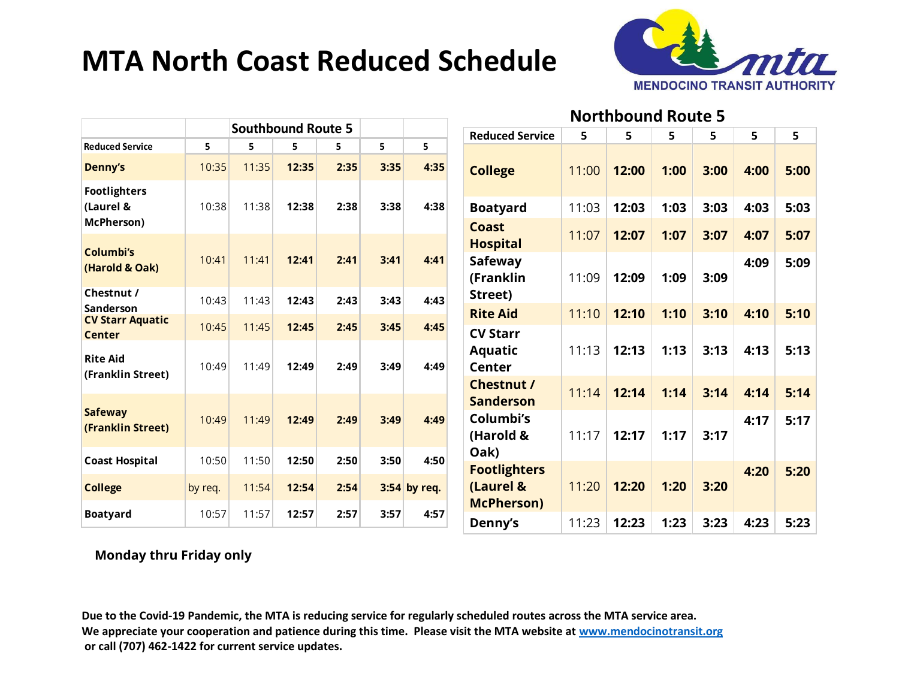# MTA North Coast Reduced Schedule

MENDOCINO TRANSIT AUTHORITY

## Southbound Route 5

| Reduced Service | 5 | 5 | 5 | 5 | 5 | 5 |
|---|---|---|---|---|---|---|
| **Denny's** | 10:35 | 11:35 | **12:35** | **2:35** | **3:35** | **4:35** |
| **Footlighters (Laurel & McPherson)** | 10:38 | 11:38 | **12:38** | **2:38** | **3:38** | **4:38** |
| **Columbi's (Harold & Oak)** | 10:41 | 11:41 | **12:41** | **2:41** | **3:41** | **4:41** |
| **Chestnut / Sanderson** | 10:43 | 11:43 | **12:43** | **2:43** | **3:43** | **4:43** |
| **CV Starr Aquatic Center** | 10:45 | 11:45 | **12:45** | **2:45** | **3:45** | **4:45** |
| **Rite Aid (Franklin Street)** | 10:49 | 11:49 | **12:49** | **2:49** | **3:49** | **4:49** |
| **Safeway (Franklin Street)** | 10:49 | 11:49 | **12:49** | **2:49** | **3:49** | **4:49** |
| **Coast Hospital** | 10:50 | 11:50 | **12:50** | **2:50** | **3:50** | **4:50** |
| **College** | by req. | 11:54 | **12:54** | **2:54** | **3:54** | **by req.** |
| **Boatyard** | 10:57 | 11:57 | **12:57** | **2:57** | **3:57** | **4:57** |

## Northbound Route 5

| Reduced Service | 5 | 5 | 5 | 5 | 5 | 5 |
|---|---|---|---|---|---|---|
| **College** | 11:00 | **12:00** | **1:00** | **3:00** | **4:00** | **5:00** |
| **Boatyard** | 11:03 | **12:03** | **1:03** | **3:03** | **4:03** | **5:03** |
| **Coast Hospital** | 11:07 | **12:07** | **1:07** | **3:07** | **4:07** | **5:07** |
| **Safeway (Franklin Street)** | 11:09 | **12:09** | **1:09** | **3:09** | **4:09** | **5:09** |
| **Rite Aid** | 11:10 | **12:10** | **1:10** | **3:10** | **4:10** | **5:10** |
| **CV Starr Aquatic Center** | 11:13 | **12:13** | **1:13** | **3:13** | **4:13** | **5:13** |
| **Chestnut / Sanderson** | 11:14 | **12:14** | **1:14** | **3:14** | **4:14** | **5:14** |
| **Columbi's (Harold & Oak)** | 11:17 | **12:17** | **1:17** | **3:17** | **4:17** | **5:17** |
| **Footlighters (Laurel & McPherson)** | 11:20 | **12:20** | **1:20** | **3:20** | **4:20** | **5:20** |
| **Denny's** | 11:23 | **12:23** | **1:23** | **3:23** | **4:23** | **5:23** |

**Monday thru Friday only**

**Due to the Covid-19 Pandemic, the MTA is reducing service for regularly scheduled routes across the MTA service area. We appreciate your cooperation and patience during this time. Please visit the MTA website at [www.mendocinotransit.org](http://www.mendocinotransit.org) or call (707) 462-1422 for current service updates.**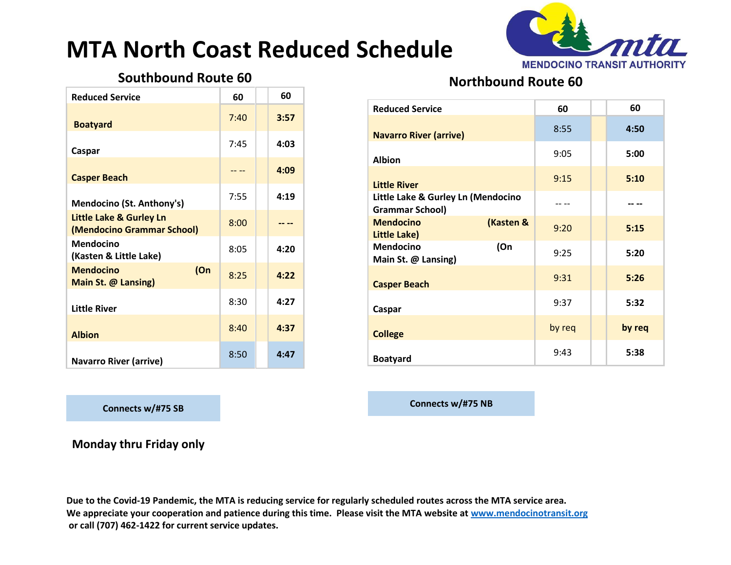# MTA North Coast Reduced Schedule

MENDOCINO TRANSIT AUTHORITY

## Southbound Route 60

| Reduced Service | 60 | 60 |
|---|---|---|
| Boatyard | 7:40 | **3:57** |
| Caspar | 7:45 | **4:03** |
| Casper Beach | -- -- | **4:09** |
| Mendocino (St. Anthony's) | 7:55 | **4:19** |
| Little Lake & Gurley Ln (Mendocino Grammar School) | 8:00 | **-- --** |
| Mendocino (Kasten & Little Lake) | 8:05 | **4:20** |
| Mendocino (On Main St. @ Lansing) | 8:25 | **4:22** |
| Little River | 8:30 | **4:27** |
| Albion | 8:40 | **4:37** |
| Navarro River (arrive) | 8:50 | **4:47** |

**Connects w/#75 SB**

**Monday thru Friday only**

## Northbound Route 60

| Reduced Service | 60 | 60 |
|---|---|---|
| Navarro River (arrive) | 8:55 | **4:50** |
| Albion | 9:05 | **5:00** |
| Little River | 9:15 | **5:10** |
| Little Lake & Gurley Ln (Mendocino Grammar School) | -- -- | **-- --** |
| Mendocino (Kasten & Little Lake) | 9:20 | **5:15** |
| Mendocino (On Main St. @ Lansing) | 9:25 | **5:20** |
| Casper Beach | 9:31 | **5:26** |
| Caspar | 9:37 | **5:32** |
| College | by req | **by req** |
| Boatyard | 9:43 | **5:38** |

**Connects w/#75 NB**

**Due to the Covid-19 Pandemic, the MTA is reducing service for regularly scheduled routes across the MTA service area. We appreciate your cooperation and patience during this time. Please visit the MTA website at [www.mendocinotransit.org](http://www.mendocinotransit.org) or call (707) 462-1422 for current service updates.**